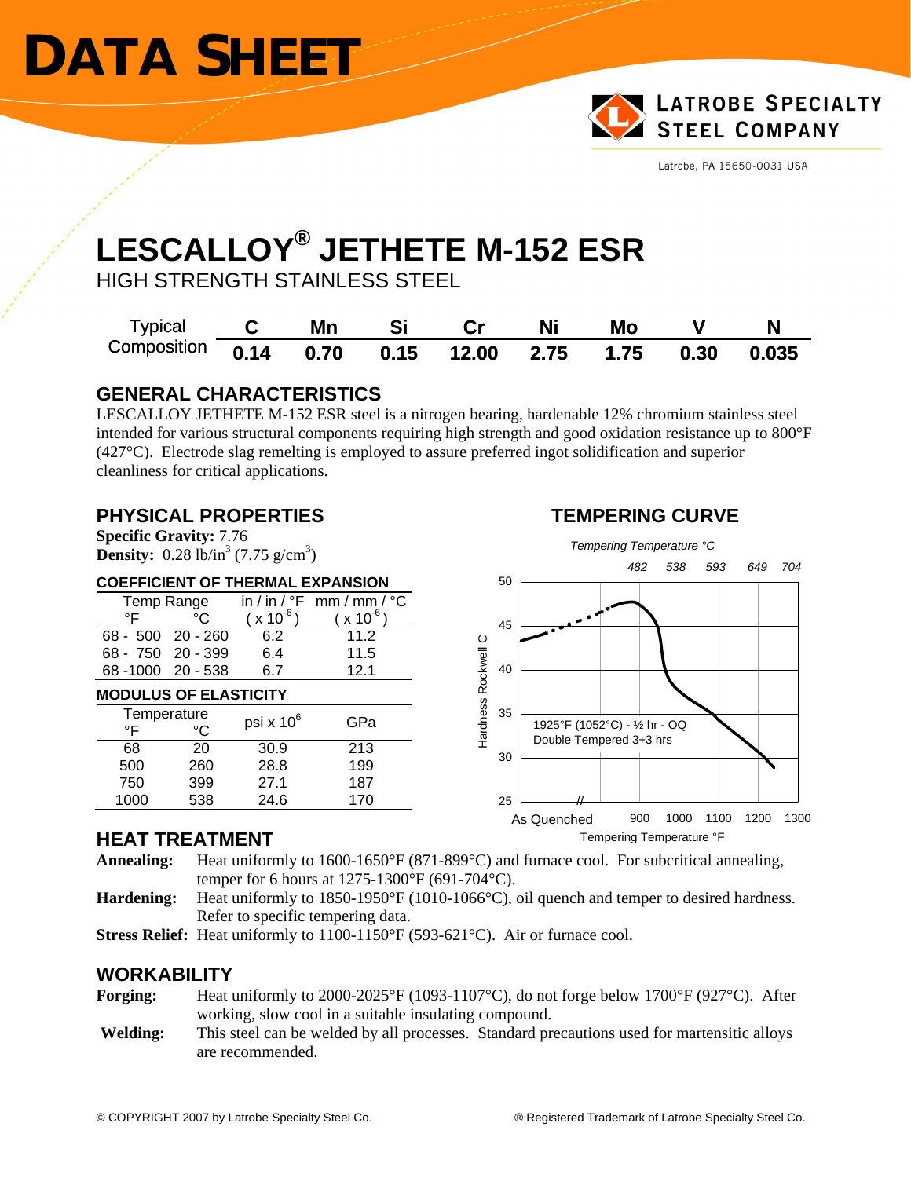# DATA SHEET

**LATROBE SPECIALTY STEEL COMPANY**

Latrobe, PA 15650-0031 USA

# LESCALLOY® JETHETE M-152 ESR

## HIGH STRENGTH STAINLESS STEEL

| Typical Composition | C | Mn | Si | Cr | Ni | Mo | V | N |
|---|---|---|---|---|---|---|---|---|
| | 0.14 | 0.70 | 0.15 | 12.00 | 2.75 | 1.75 | 0.30 | 0.035 |

## GENERAL CHARACTERISTICS

LESCALLOY JETHETE M-152 ESR steel is a nitrogen bearing, hardenable 12% chromium stainless steel intended for various structural components requiring high strength and good oxidation resistance up to 800°F (427°C). Electrode slag remelting is employed to assure preferred ingot solidification and superior cleanliness for critical applications.

## PHYSICAL PROPERTIES

**Specific Gravity:** 7.76
**Density:** 0.28 lb/in$^3$ (7.75 g/cm$^3$)

### COEFFICIENT OF THERMAL EXPANSION

| Temp Range °F | °C | in / in / °F ( x $10^{-6}$ ) | mm / mm / °C ( x $10^{-6}$ ) |
|---|---|---|---|
| 68 - 500 | 20 - 260 | 6.2 | 11.2 |
| 68 - 750 | 20 - 399 | 6.4 | 11.5 |
| 68 -1000 | 20 - 538 | 6.7 | 12.1 |

### MODULUS OF ELASTICITY

| Temperature °F | °C | psi x $10^6$ | GPa |
|---|---|---|---|
| 68 | 20 | 30.9 | 213 |
| 500 | 260 | 28.8 | 199 |
| 750 | 399 | 27.1 | 187 |
| 1000 | 538 | 24.6 | 170 |

## TEMPERING CURVE

Tempering Temperature °C: 482, 538, 593, 649, 704

Hardness Rockwell C (25–50) vs. Tempering Temperature °F (As Quenched, 900, 1000, 1100, 1200, 1300)

1925°F (1052°C) - ½ hr - OQ
Double Tempered 3+3 hrs

## HEAT TREATMENT

**Annealing:** Heat uniformly to 1600-1650°F (871-899°C) and furnace cool. For subcritical annealing, temper for 6 hours at 1275-1300°F (691-704°C).

**Hardening:** Heat uniformly to 1850-1950°F (1010-1066°C), oil quench and temper to desired hardness. Refer to specific tempering data.

**Stress Relief:** Heat uniformly to 1100-1150°F (593-621°C). Air or furnace cool.

## WORKABILITY

**Forging:** Heat uniformly to 2000-2025°F (1093-1107°C), do not forge below 1700°F (927°C). After working, slow cool in a suitable insulating compound.

**Welding:** This steel can be welded by all processes. Standard precautions used for martensitic alloys are recommended.

© COPYRIGHT 2007 by Latrobe Specialty Steel Co. ® Registered Trademark of Latrobe Specialty Steel Co.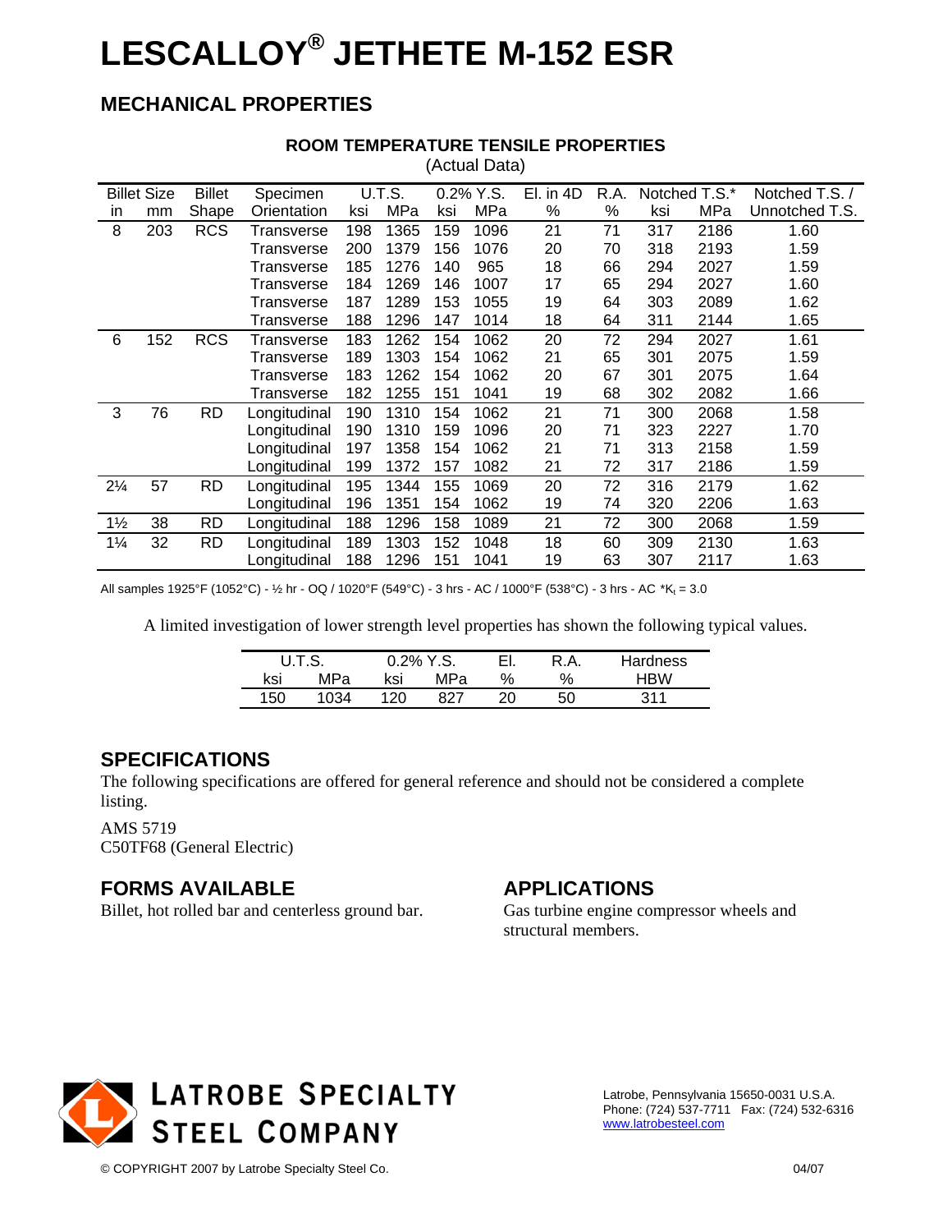# LESCALLOY® JETHETE M-152 ESR

## MECHANICAL PROPERTIES

### ROOM TEMPERATURE TENSILE PROPERTIES

(Actual Data)

| Billet Size | | Billet | Specimen | U.T.S. | | 0.2% Y.S. | | El. in 4D | R.A. | Notched T.S.* | | Notched T.S. / |
|---|---|---|---|---|---|---|---|---|---|---|---|---|
| in | mm | Shape | Orientation | ksi | MPa | ksi | MPa | % | % | ksi | MPa | Unnotched T.S. |
| 8 | 203 | RCS | Transverse | 198 | 1365 | 159 | 1096 | 21 | 71 | 317 | 2186 | 1.60 |
| | | | Transverse | 200 | 1379 | 156 | 1076 | 20 | 70 | 318 | 2193 | 1.59 |
| | | | Transverse | 185 | 1276 | 140 | 965 | 18 | 66 | 294 | 2027 | 1.59 |
| | | | Transverse | 184 | 1269 | 146 | 1007 | 17 | 65 | 294 | 2027 | 1.60 |
| | | | Transverse | 187 | 1289 | 153 | 1055 | 19 | 64 | 303 | 2089 | 1.62 |
| | | | Transverse | 188 | 1296 | 147 | 1014 | 18 | 64 | 311 | 2144 | 1.65 |
| 6 | 152 | RCS | Transverse | 183 | 1262 | 154 | 1062 | 20 | 72 | 294 | 2027 | 1.61 |
| | | | Transverse | 189 | 1303 | 154 | 1062 | 21 | 65 | 301 | 2075 | 1.59 |
| | | | Transverse | 183 | 1262 | 154 | 1062 | 20 | 67 | 301 | 2075 | 1.64 |
| | | | Transverse | 182 | 1255 | 151 | 1041 | 19 | 68 | 302 | 2082 | 1.66 |
| 3 | 76 | RD | Longitudinal | 190 | 1310 | 154 | 1062 | 21 | 71 | 300 | 2068 | 1.58 |
| | | | Longitudinal | 190 | 1310 | 159 | 1096 | 20 | 71 | 323 | 2227 | 1.70 |
| | | | Longitudinal | 197 | 1358 | 154 | 1062 | 21 | 71 | 313 | 2158 | 1.59 |
| | | | Longitudinal | 199 | 1372 | 157 | 1082 | 21 | 72 | 317 | 2186 | 1.59 |
| 2¼ | 57 | RD | Longitudinal | 195 | 1344 | 155 | 1069 | 20 | 72 | 316 | 2179 | 1.62 |
| | | | Longitudinal | 196 | 1351 | 154 | 1062 | 19 | 74 | 320 | 2206 | 1.63 |
| 1½ | 38 | RD | Longitudinal | 188 | 1296 | 158 | 1089 | 21 | 72 | 300 | 2068 | 1.59 |
| 1¼ | 32 | RD | Longitudinal | 189 | 1303 | 152 | 1048 | 18 | 60 | 309 | 2130 | 1.63 |
| | | | Longitudinal | 188 | 1296 | 151 | 1041 | 19 | 63 | 307 | 2117 | 1.63 |

All samples 1925°F (1052°C) - ½ hr - OQ / 1020°F (549°C) - 3 hrs - AC / 1000°F (538°C) - 3 hrs - AC *$K_t$ = 3.0

A limited investigation of lower strength level properties has shown the following typical values.

| U.T.S. | | 0.2% Y.S. | | El. | R.A. | Hardness |
|---|---|---|---|---|---|---|
| ksi | MPa | ksi | MPa | % | % | HBW |
| 150 | 1034 | 120 | 827 | 20 | 50 | 311 |

## SPECIFICATIONS

The following specifications are offered for general reference and should not be considered a complete listing.

AMS 5719
C50TF68 (General Electric)

## FORMS AVAILABLE

Billet, hot rolled bar and centerless ground bar.

## APPLICATIONS

Gas turbine engine compressor wheels and structural members.

LATROBE SPECIALTY STEEL COMPANY

Latrobe, Pennsylvania 15650-0031 U.S.A.
Phone: (724) 537-7711 Fax: (724) 532-6316
www.latrobesteel.com

© COPYRIGHT 2007 by Latrobe Specialty Steel Co.

04/07